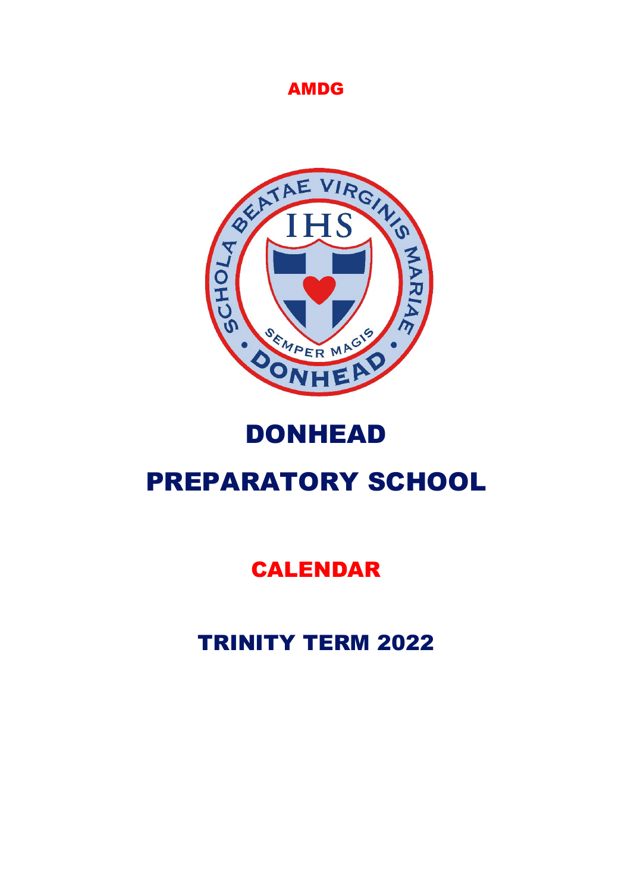AMDG

# DONHEAD

# PREPARATORY SCHOOL

## CALENDAR

## TRINITY TERM 2022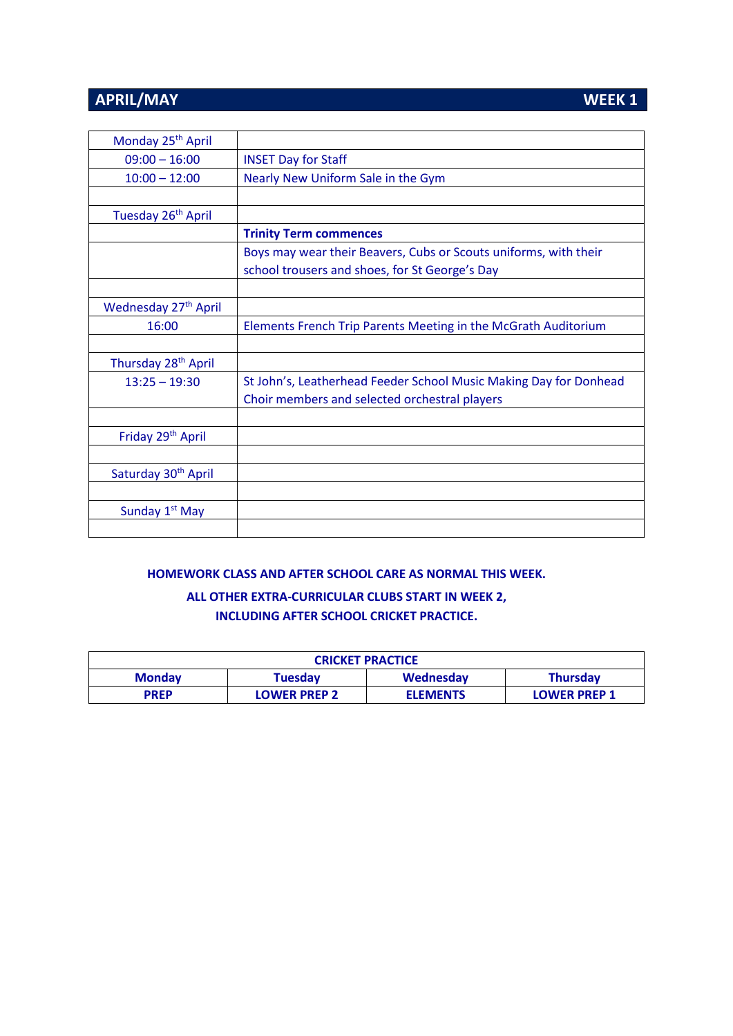## APRIL/MAY WEEK 1

| | |
|---|---|
| Monday 25th April | |
| 09:00 – 16:00 | INSET Day for Staff |
| 10:00 – 12:00 | Nearly New Uniform Sale in the Gym |
| | |
| Tuesday 26th April | |
| | **Trinity Term commences** |
| | Boys may wear their Beavers, Cubs or Scouts uniforms, with their school trousers and shoes, for St George's Day |
| | |
| Wednesday 27th April | |
| 16:00 | Elements French Trip Parents Meeting in the McGrath Auditorium |
| | |
| Thursday 28th April | |
| 13:25 – 19:30 | St John's, Leatherhead Feeder School Music Making Day for Donhead Choir members and selected orchestral players |
| | |
| Friday 29th April | |
| | |
| Saturday 30th April | |
| | |
| Sunday 1st May | |
| | |

**HOMEWORK CLASS AND AFTER SCHOOL CARE AS NORMAL THIS WEEK.**

**ALL OTHER EXTRA-CURRICULAR CLUBS START IN WEEK 2, INCLUDING AFTER SCHOOL CRICKET PRACTICE.**

| **CRICKET PRACTICE** | | | |
|---|---|---|---|
| **Monday** | **Tuesday** | **Wednesday** | **Thursday** |
| **PREP** | **LOWER PREP 2** | **ELEMENTS** | **LOWER PREP 1** |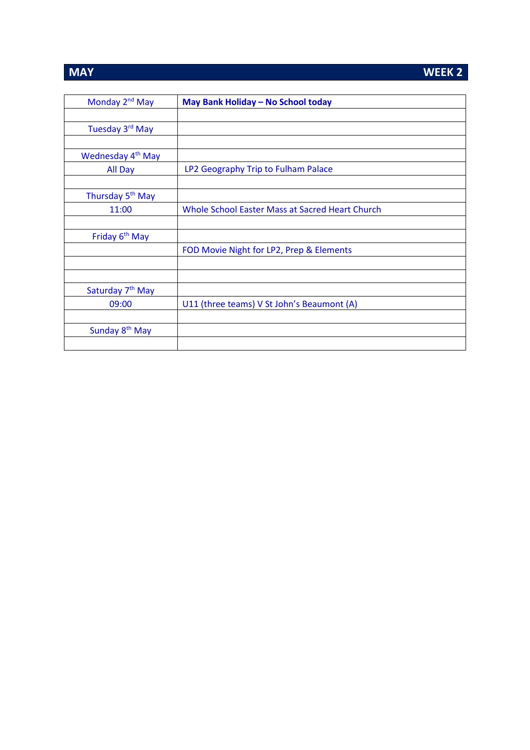## MAY — WEEK 2

| | |
|---|---|
| Monday 2nd May | **May Bank Holiday – No School today** |
| | |
| Tuesday 3rd May | |
| | |
| Wednesday 4th May | |
| All Day | LP2 Geography Trip to Fulham Palace |
| | |
| Thursday 5th May | |
| 11:00 | Whole School Easter Mass at Sacred Heart Church |
| | |
| Friday 6th May | |
| | FOD Movie Night for LP2, Prep & Elements |
| | |
| | |
| Saturday 7th May | |
| 09:00 | U11 (three teams) V St John's Beaumont (A) |
| | |
| Sunday 8th May | |
| | |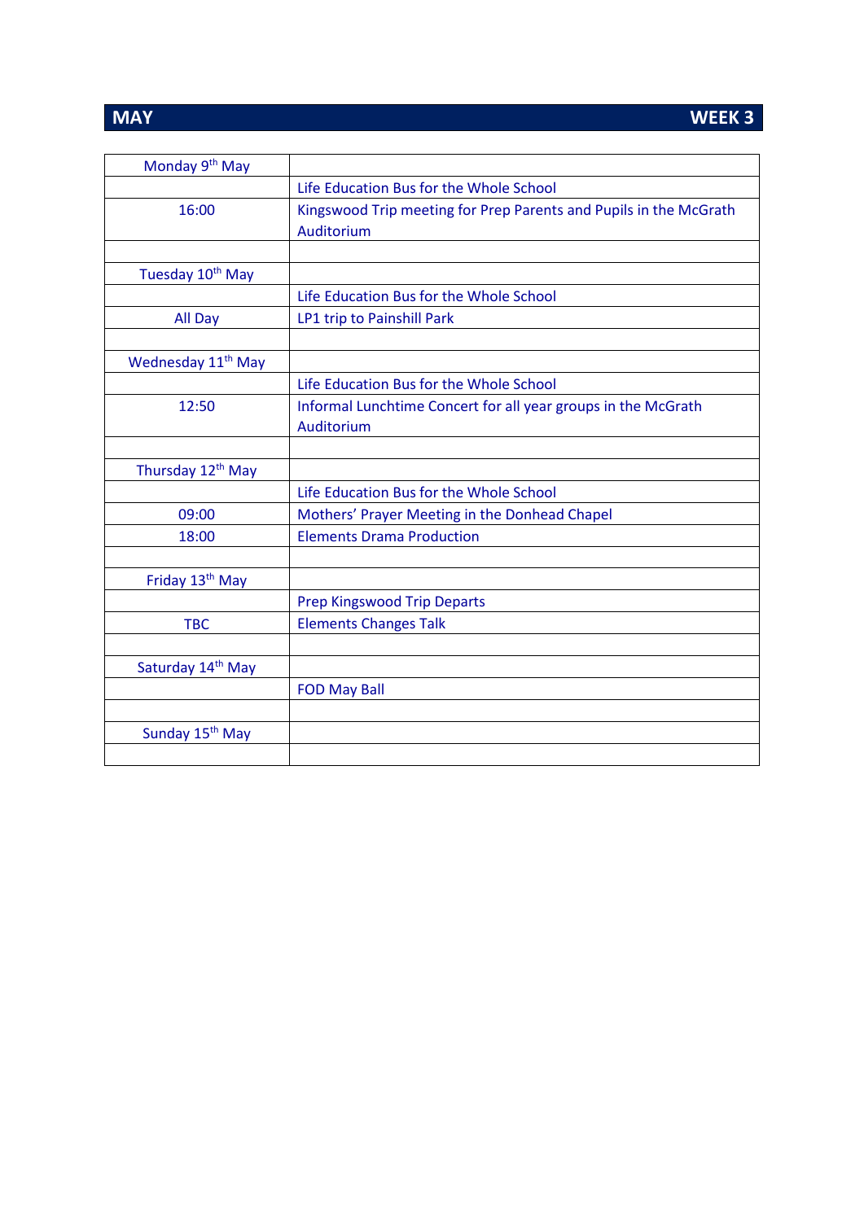## MAY WEEK 3

| Monday 9th May | |
|---|---|
| | Life Education Bus for the Whole School |
| 16:00 | Kingswood Trip meeting for Prep Parents and Pupils in the McGrath Auditorium |
| | |
| Tuesday 10th May | |
| | Life Education Bus for the Whole School |
| All Day | LP1 trip to Painshill Park |
| | |
| Wednesday 11th May | |
| | Life Education Bus for the Whole School |
| 12:50 | Informal Lunchtime Concert for all year groups in the McGrath Auditorium |
| | |
| Thursday 12th May | |
| | Life Education Bus for the Whole School |
| 09:00 | Mothers' Prayer Meeting in the Donhead Chapel |
| 18:00 | Elements Drama Production |
| | |
| Friday 13th May | |
| | Prep Kingswood Trip Departs |
| TBC | Elements Changes Talk |
| | |
| Saturday 14th May | |
| | FOD May Ball |
| | |
| Sunday 15th May | |
| | |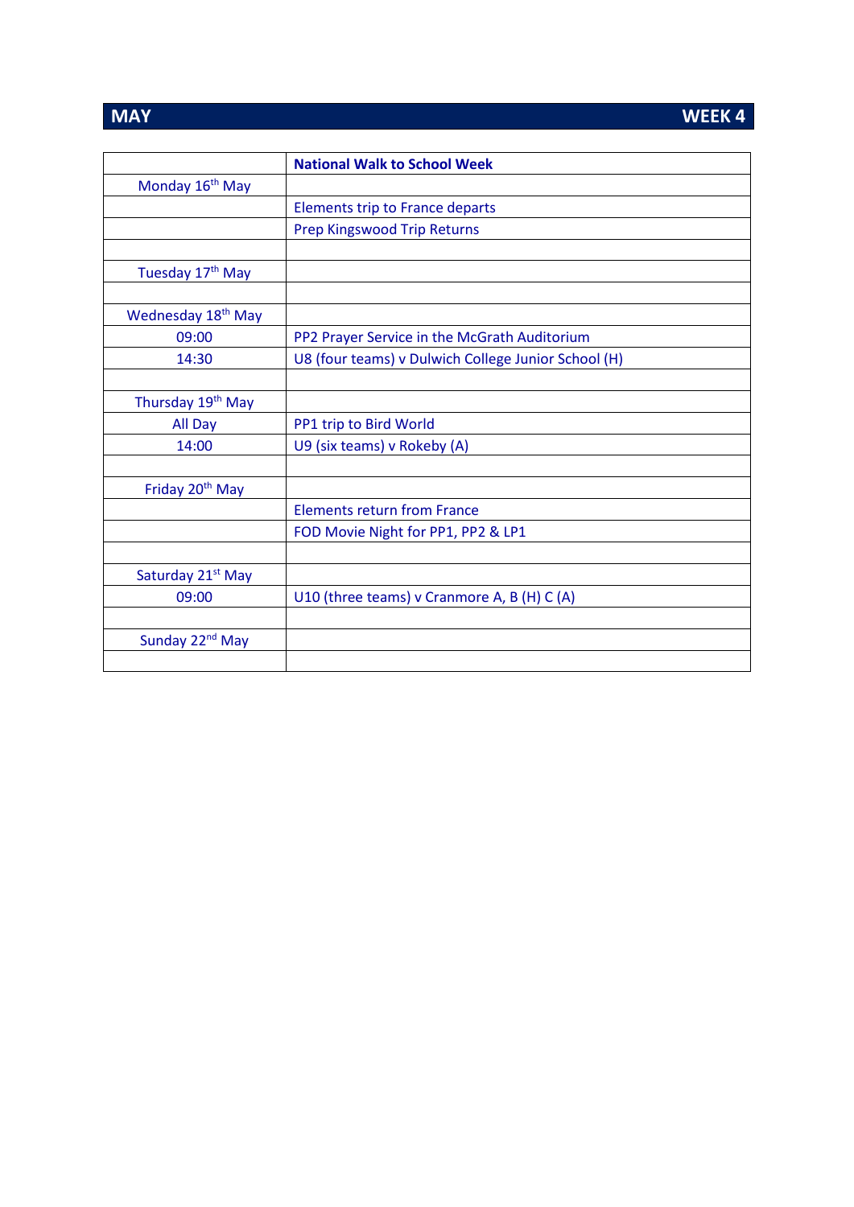## MAY WEEK 4

| | **National Walk to School Week** |
|---|---|
| Monday 16th May | |
| | Elements trip to France departs |
| | Prep Kingswood Trip Returns |
| | |
| Tuesday 17th May | |
| | |
| Wednesday 18th May | |
| 09:00 | PP2 Prayer Service in the McGrath Auditorium |
| 14:30 | U8 (four teams) v Dulwich College Junior School (H) |
| | |
| Thursday 19th May | |
| All Day | PP1 trip to Bird World |
| 14:00 | U9 (six teams) v Rokeby (A) |
| | |
| Friday 20th May | |
| | Elements return from France |
| | FOD Movie Night for PP1, PP2 & LP1 |
| | |
| Saturday 21st May | |
| 09:00 | U10 (three teams) v Cranmore A, B (H) C (A) |
| | |
| Sunday 22nd May | |
| | |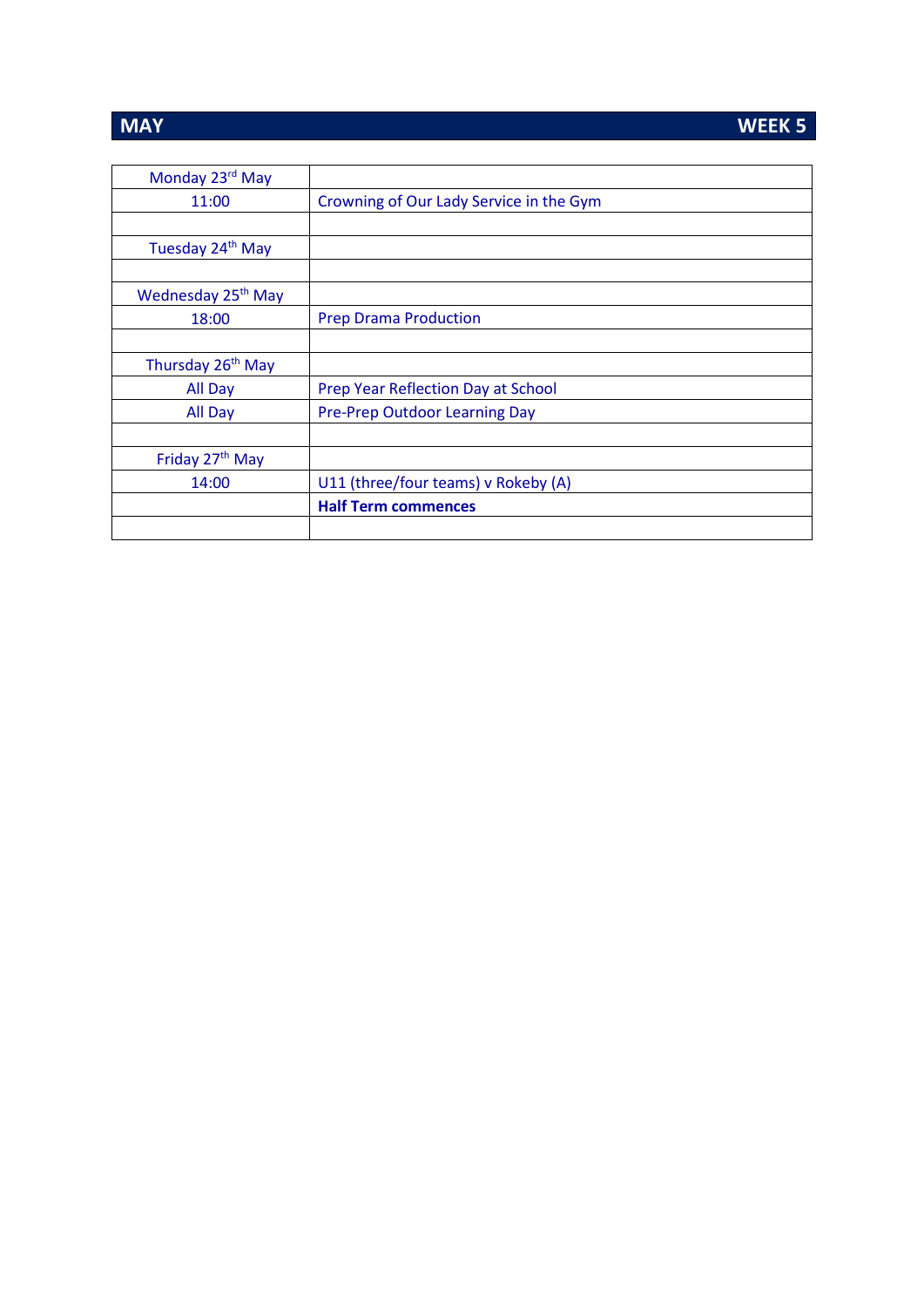## MAY — WEEK 5

| | |
|---|---|
| Monday 23rd May | |
| 11:00 | Crowning of Our Lady Service in the Gym |
| | |
| Tuesday 24th May | |
| | |
| Wednesday 25th May | |
| 18:00 | Prep Drama Production |
| | |
| Thursday 26th May | |
| All Day | Prep Year Reflection Day at School |
| All Day | Pre-Prep Outdoor Learning Day |
| | |
| Friday 27th May | |
| 14:00 | U11 (three/four teams) v Rokeby (A) |
| | **Half Term commences** |
| | |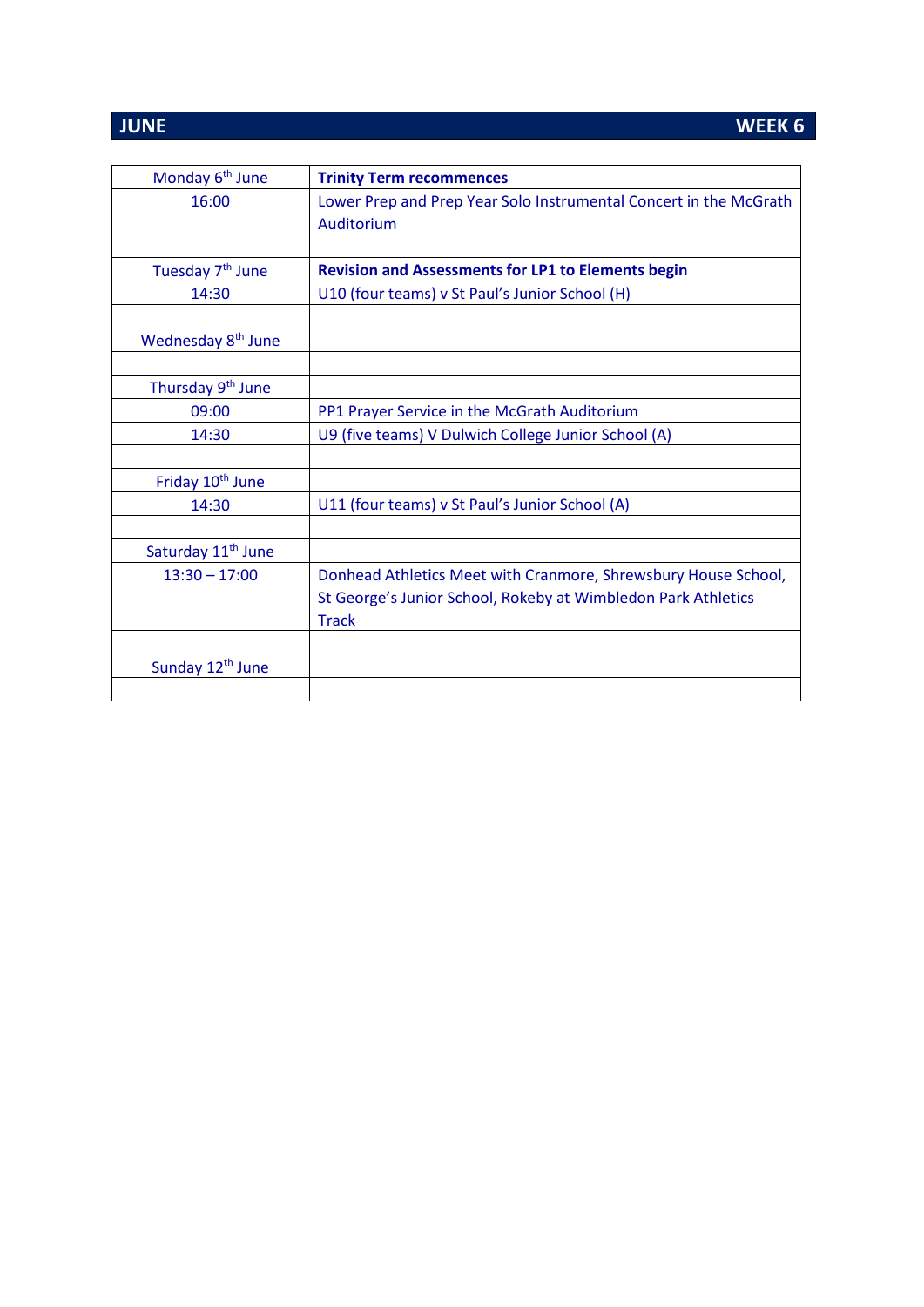## JUNE — WEEK 6

| | |
|---|---|
| Monday 6th June | **Trinity Term recommences** |
| 16:00 | Lower Prep and Prep Year Solo Instrumental Concert in the McGrath Auditorium |
| | |
| Tuesday 7th June | **Revision and Assessments for LP1 to Elements begin** |
| 14:30 | U10 (four teams) v St Paul's Junior School (H) |
| | |
| Wednesday 8th June | |
| | |
| Thursday 9th June | |
| 09:00 | PP1 Prayer Service in the McGrath Auditorium |
| 14:30 | U9 (five teams) V Dulwich College Junior School (A) |
| | |
| Friday 10th June | |
| 14:30 | U11 (four teams) v St Paul's Junior School (A) |
| | |
| Saturday 11th June | |
| 13:30 – 17:00 | Donhead Athletics Meet with Cranmore, Shrewsbury House School, St George's Junior School, Rokeby at Wimbledon Park Athletics Track |
| | |
| Sunday 12th June | |
| | |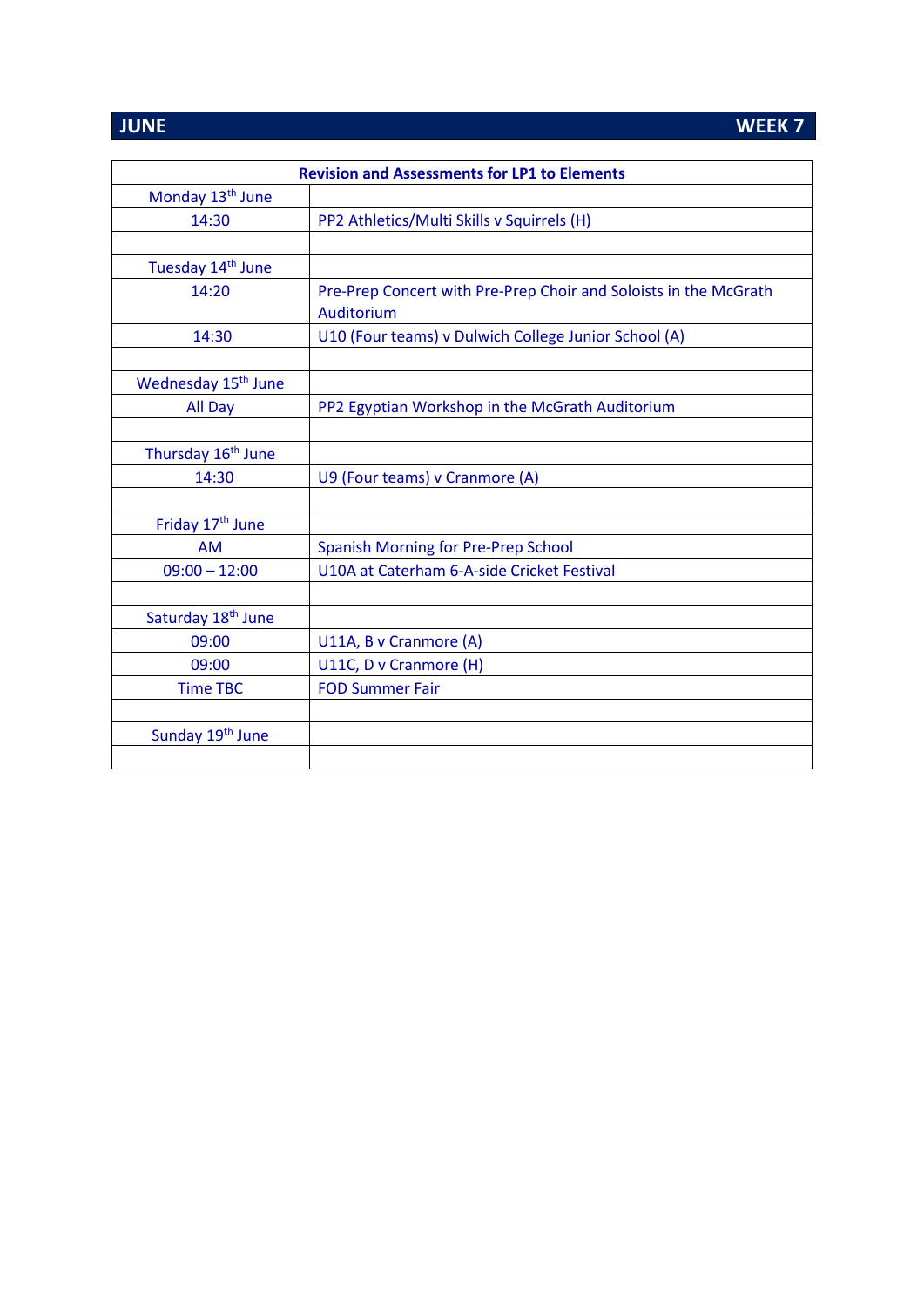## JUNE — WEEK 7

| Revision and Assessments for LP1 to Elements | |
|---|---|
| Monday 13th June | |
| 14:30 | PP2 Athletics/Multi Skills v Squirrels (H) |
| | |
| Tuesday 14th June | |
| 14:20 | Pre-Prep Concert with Pre-Prep Choir and Soloists in the McGrath Auditorium |
| 14:30 | U10 (Four teams) v Dulwich College Junior School (A) |
| | |
| Wednesday 15th June | |
| All Day | PP2 Egyptian Workshop in the McGrath Auditorium |
| | |
| Thursday 16th June | |
| 14:30 | U9 (Four teams) v Cranmore (A) |
| | |
| Friday 17th June | |
| AM | Spanish Morning for Pre-Prep School |
| 09:00 – 12:00 | U10A at Caterham 6-A-side Cricket Festival |
| | |
| Saturday 18th June | |
| 09:00 | U11A, B v Cranmore (A) |
| 09:00 | U11C, D v Cranmore (H) |
| Time TBC | FOD Summer Fair |
| | |
| Sunday 19th June | |
| | |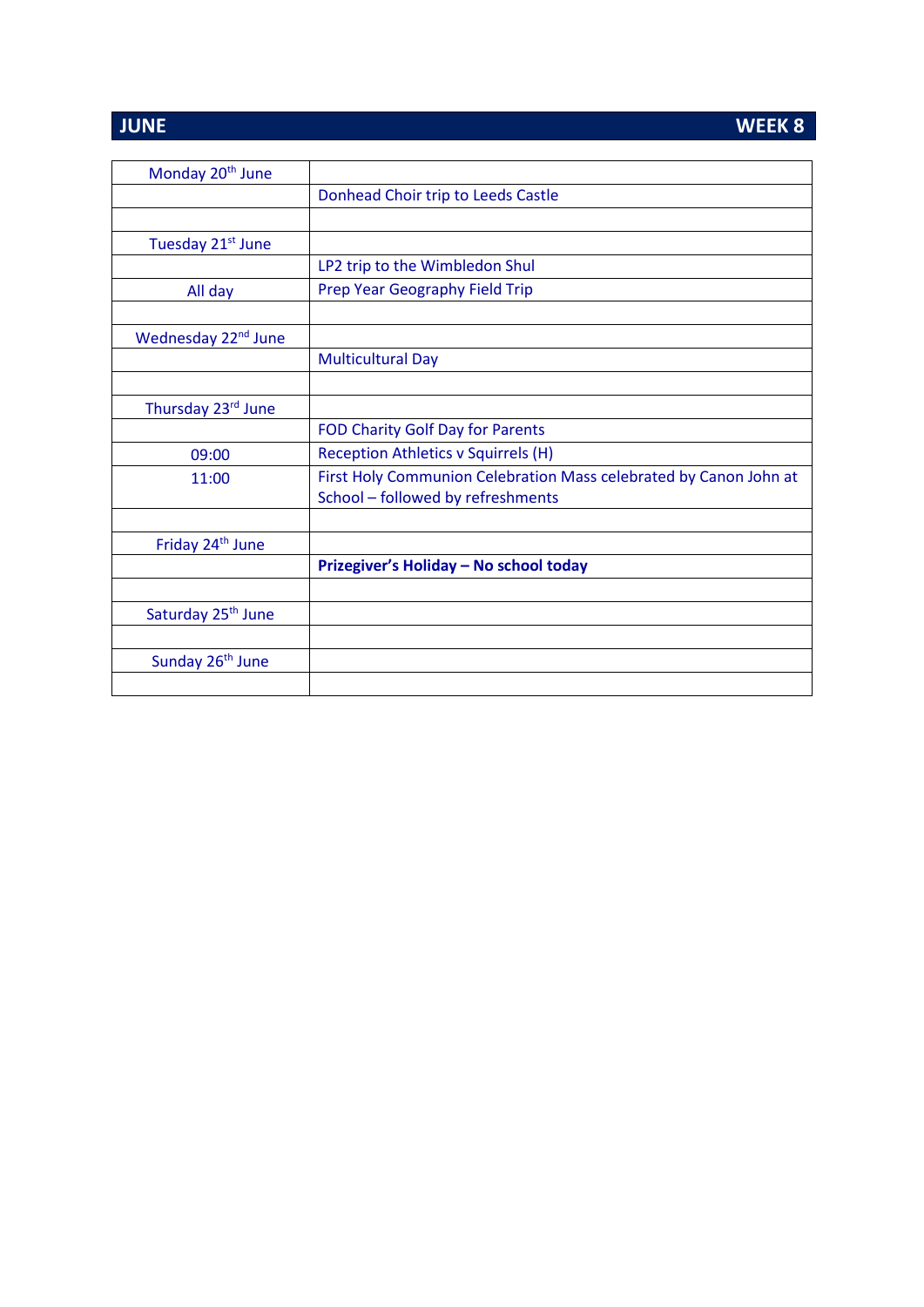## JUNE — WEEK 8

| Monday 20th June | |
|---|---|
| | Donhead Choir trip to Leeds Castle |
| | |
| Tuesday 21st June | |
| | LP2 trip to the Wimbledon Shul |
| All day | Prep Year Geography Field Trip |
| | |
| Wednesday 22nd June | |
| | Multicultural Day |
| | |
| Thursday 23rd June | |
| | FOD Charity Golf Day for Parents |
| 09:00 | Reception Athletics v Squirrels (H) |
| 11:00 | First Holy Communion Celebration Mass celebrated by Canon John at School – followed by refreshments |
| | |
| Friday 24th June | |
| | **Prizegiver's Holiday – No school today** |
| | |
| Saturday 25th June | |
| | |
| Sunday 26th June | |
| | |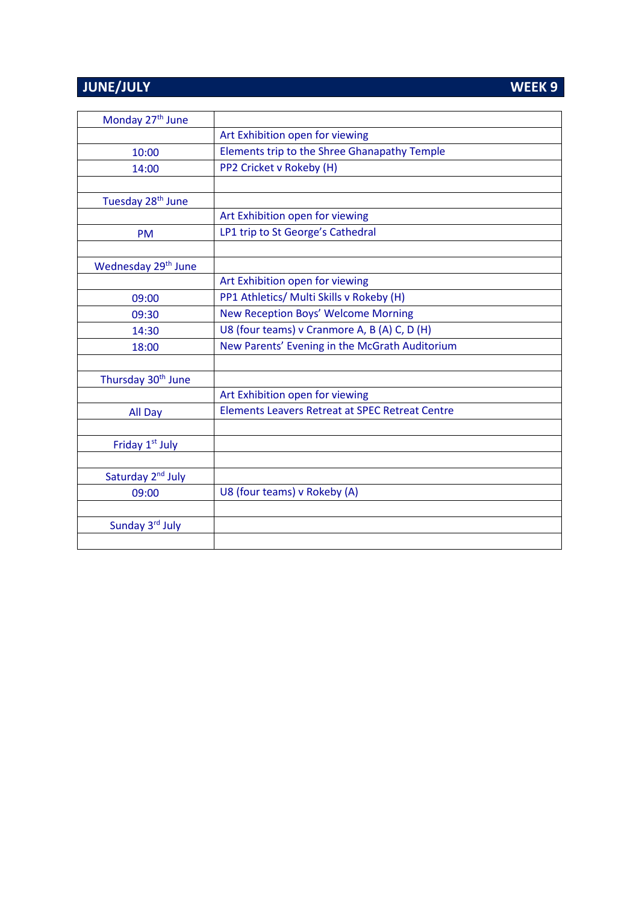## JUNE/JULY WEEK 9

| | |
|---|---|
| Monday 27th June | |
| | Art Exhibition open for viewing |
| 10:00 | Elements trip to the Shree Ghanapathy Temple |
| 14:00 | PP2 Cricket v Rokeby (H) |
| | |
| Tuesday 28th June | |
| | Art Exhibition open for viewing |
| PM | LP1 trip to St George's Cathedral |
| | |
| Wednesday 29th June | |
| | Art Exhibition open for viewing |
| 09:00 | PP1 Athletics/ Multi Skills v Rokeby (H) |
| 09:30 | New Reception Boys' Welcome Morning |
| 14:30 | U8 (four teams) v Cranmore A, B (A) C, D (H) |
| 18:00 | New Parents' Evening in the McGrath Auditorium |
| | |
| Thursday 30th June | |
| | Art Exhibition open for viewing |
| All Day | Elements Leavers Retreat at SPEC Retreat Centre |
| | |
| Friday 1st July | |
| | |
| Saturday 2nd July | |
| 09:00 | U8 (four teams) v Rokeby (A) |
| | |
| Sunday 3rd July | |
| | |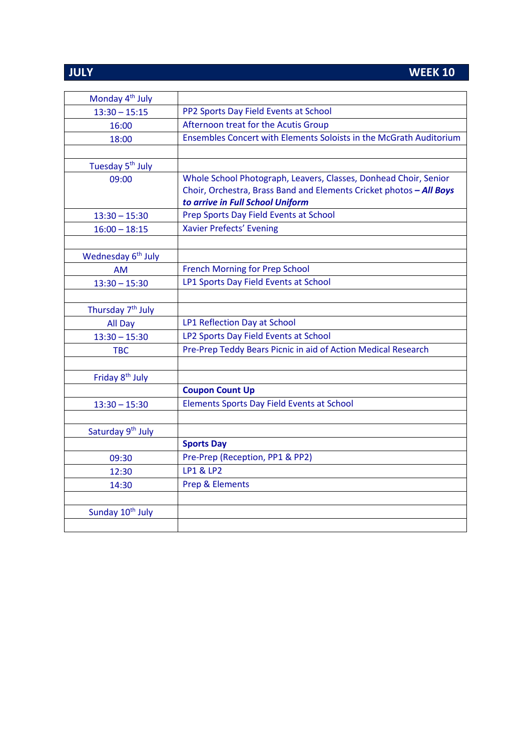## JULY — WEEK 10

| | |
|---|---|
| Monday 4th July | |
| 13:30 – 15:15 | PP2 Sports Day Field Events at School |
| 16:00 | Afternoon treat for the Acutis Group |
| 18:00 | Ensembles Concert with Elements Soloists in the McGrath Auditorium |
| | |
| Tuesday 5th July | |
| 09:00 | Whole School Photograph, Leavers, Classes, Donhead Choir, Senior Choir, Orchestra, Brass Band and Elements Cricket photos ***– All Boys to arrive in Full School Uniform*** |
| 13:30 – 15:30 | Prep Sports Day Field Events at School |
| 16:00 – 18:15 | Xavier Prefects' Evening |
| | |
| Wednesday 6th July | |
| AM | French Morning for Prep School |
| 13:30 – 15:30 | LP1 Sports Day Field Events at School |
| | |
| Thursday 7th July | |
| All Day | LP1 Reflection Day at School |
| 13:30 – 15:30 | LP2 Sports Day Field Events at School |
| TBC | Pre-Prep Teddy Bears Picnic in aid of Action Medical Research |
| | |
| Friday 8th July | |
| | **Coupon Count Up** |
| 13:30 – 15:30 | Elements Sports Day Field Events at School |
| | |
| Saturday 9th July | |
| | **Sports Day** |
| 09:30 | Pre-Prep (Reception, PP1 & PP2) |
| 12:30 | LP1 & LP2 |
| 14:30 | Prep & Elements |
| | |
| Sunday 10th July | |
| | |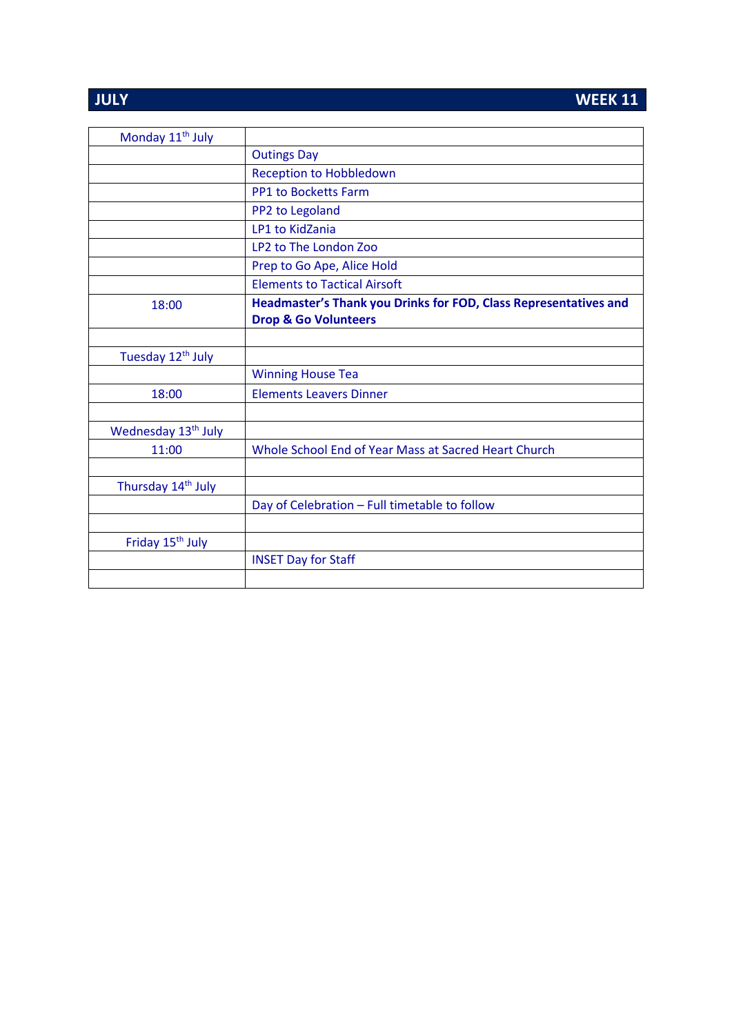## JULY WEEK 11

| | |
|---|---|
| Monday 11th July | |
| | Outings Day |
| | Reception to Hobbledown |
| | PP1 to Bocketts Farm |
| | PP2 to Legoland |
| | LP1 to KidZania |
| | LP2 to The London Zoo |
| | Prep to Go Ape, Alice Hold |
| | Elements to Tactical Airsoft |
| 18:00 | **Headmaster's Thank you Drinks for FOD, Class Representatives and Drop & Go Volunteers** |
| | |
| Tuesday 12th July | |
| | Winning House Tea |
| 18:00 | Elements Leavers Dinner |
| | |
| Wednesday 13th July | |
| 11:00 | Whole School End of Year Mass at Sacred Heart Church |
| | |
| Thursday 14th July | |
| | Day of Celebration – Full timetable to follow |
| | |
| Friday 15th July | |
| | INSET Day for Staff |
| | |